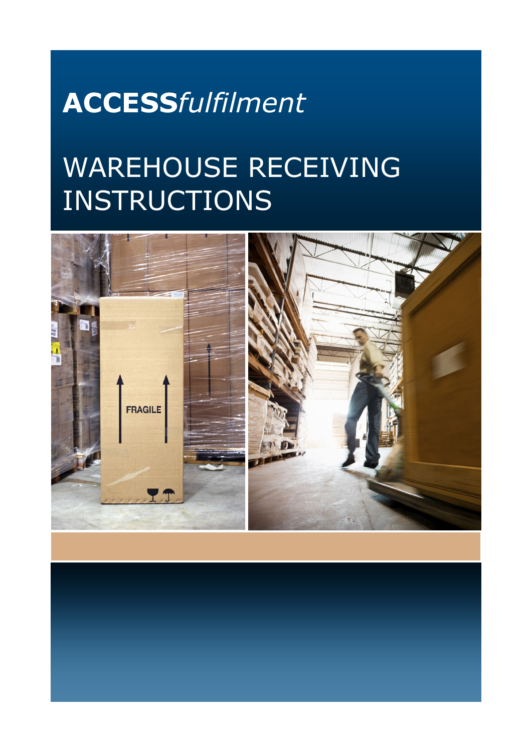**ACCESS***fulfilment*

# WAREHOUSE RECEIVING INSTRUCTIONS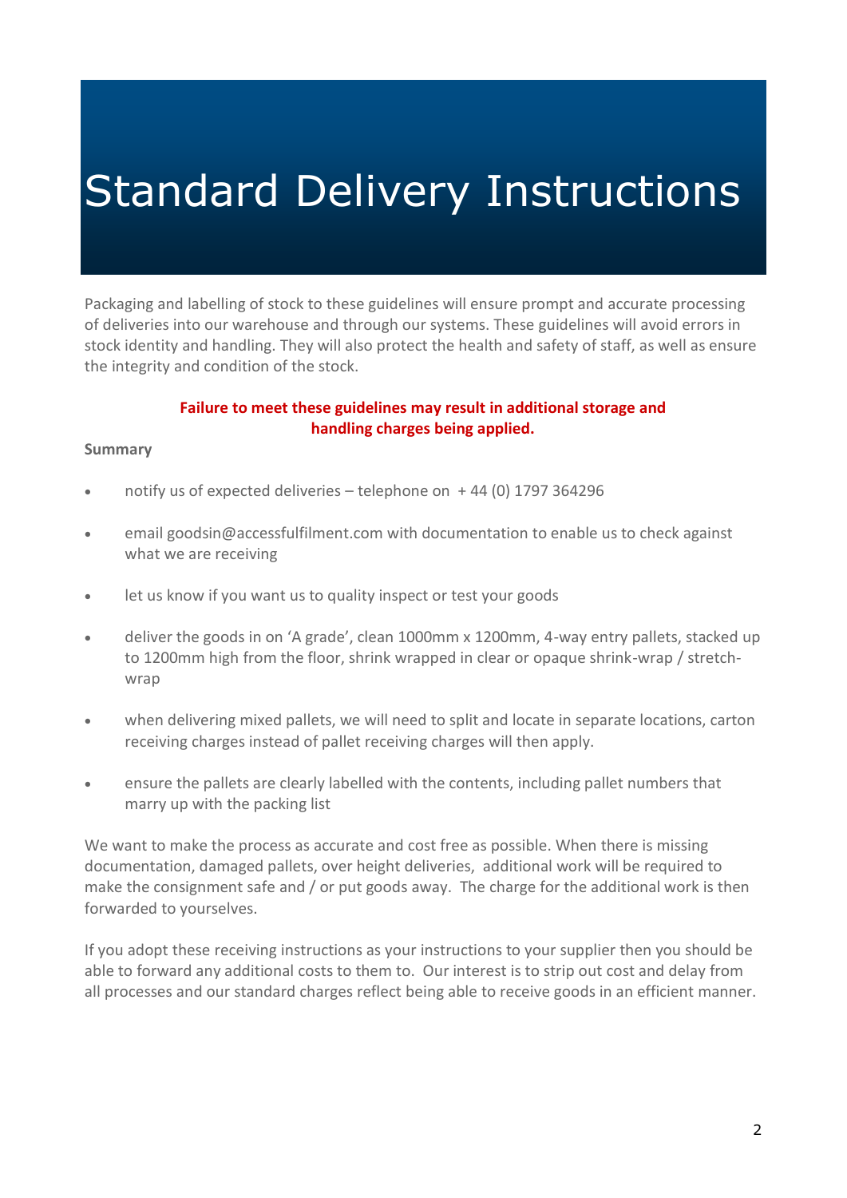# Standard Delivery Instructions

Packaging and labelling of stock to these guidelines will ensure prompt and accurate processing of deliveries into our warehouse and through our systems. These guidelines will avoid errors in stock identity and handling. They will also protect the health and safety of staff, as well as ensure the integrity and condition of the stock.

**Failure to meet these guidelines may result in additional storage and handling charges being applied.**

**Summary**

- notify us of expected deliveries – telephone on + 44 (0) 1797 364296
- email goodsin@accessfulfilment.com with documentation to enable us to check against what we are receiving
- let us know if you want us to quality inspect or test your goods
- deliver the goods in on 'A grade', clean 1000mm x 1200mm, 4-way entry pallets, stacked up to 1200mm high from the floor, shrink wrapped in clear or opaque shrink-wrap / stretch-wrap
- when delivering mixed pallets, we will need to split and locate in separate locations, carton receiving charges instead of pallet receiving charges will then apply.
- ensure the pallets are clearly labelled with the contents, including pallet numbers that marry up with the packing list

We want to make the process as accurate and cost free as possible. When there is missing documentation, damaged pallets, over height deliveries, additional work will be required to make the consignment safe and / or put goods away. The charge for the additional work is then forwarded to yourselves.

If you adopt these receiving instructions as your instructions to your supplier then you should be able to forward any additional costs to them to. Our interest is to strip out cost and delay from all processes and our standard charges reflect being able to receive goods in an efficient manner.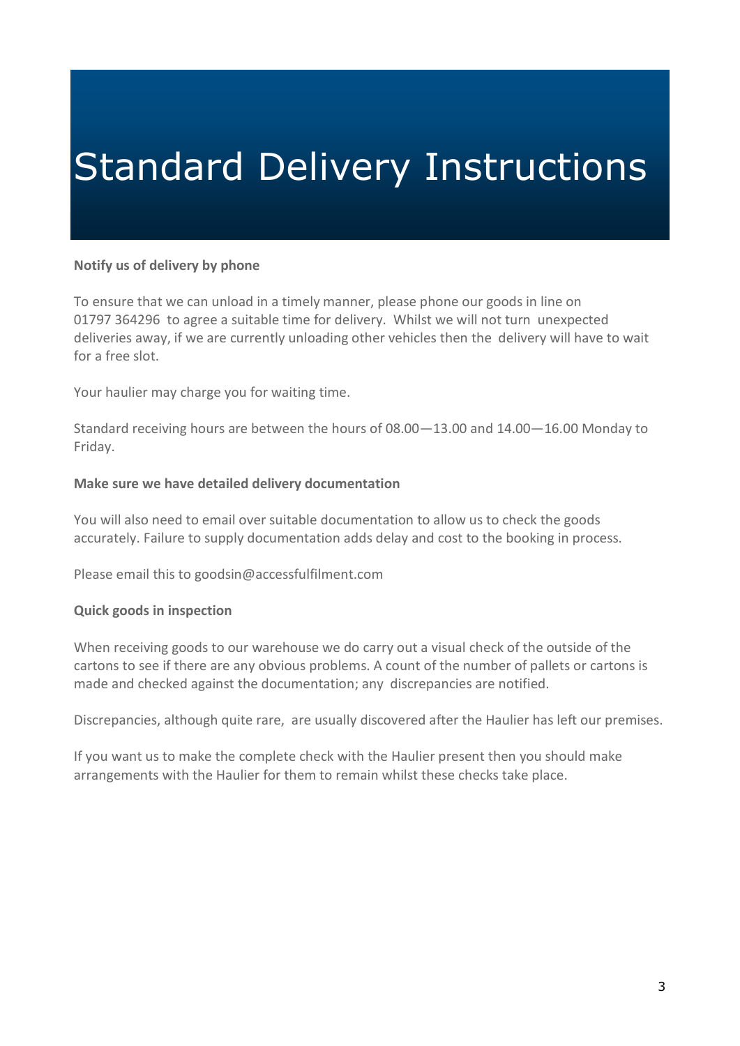# Standard Delivery Instructions

**Notify us of delivery by phone**

To ensure that we can unload in a timely manner, please phone our goods in line on 01797 364296 to agree a suitable time for delivery. Whilst we will not turn unexpected deliveries away, if we are currently unloading other vehicles then the delivery will have to wait for a free slot.

Your haulier may charge you for waiting time.

Standard receiving hours are between the hours of 08.00—13.00 and 14.00—16.00 Monday to Friday.

**Make sure we have detailed delivery documentation**

You will also need to email over suitable documentation to allow us to check the goods accurately. Failure to supply documentation adds delay and cost to the booking in process.

Please email this to goodsin@accessfulfilment.com

**Quick goods in inspection**

When receiving goods to our warehouse we do carry out a visual check of the outside of the cartons to see if there are any obvious problems. A count of the number of pallets or cartons is made and checked against the documentation; any discrepancies are notified.

Discrepancies, although quite rare, are usually discovered after the Haulier has left our premises.

If you want us to make the complete check with the Haulier present then you should make arrangements with the Haulier for them to remain whilst these checks take place.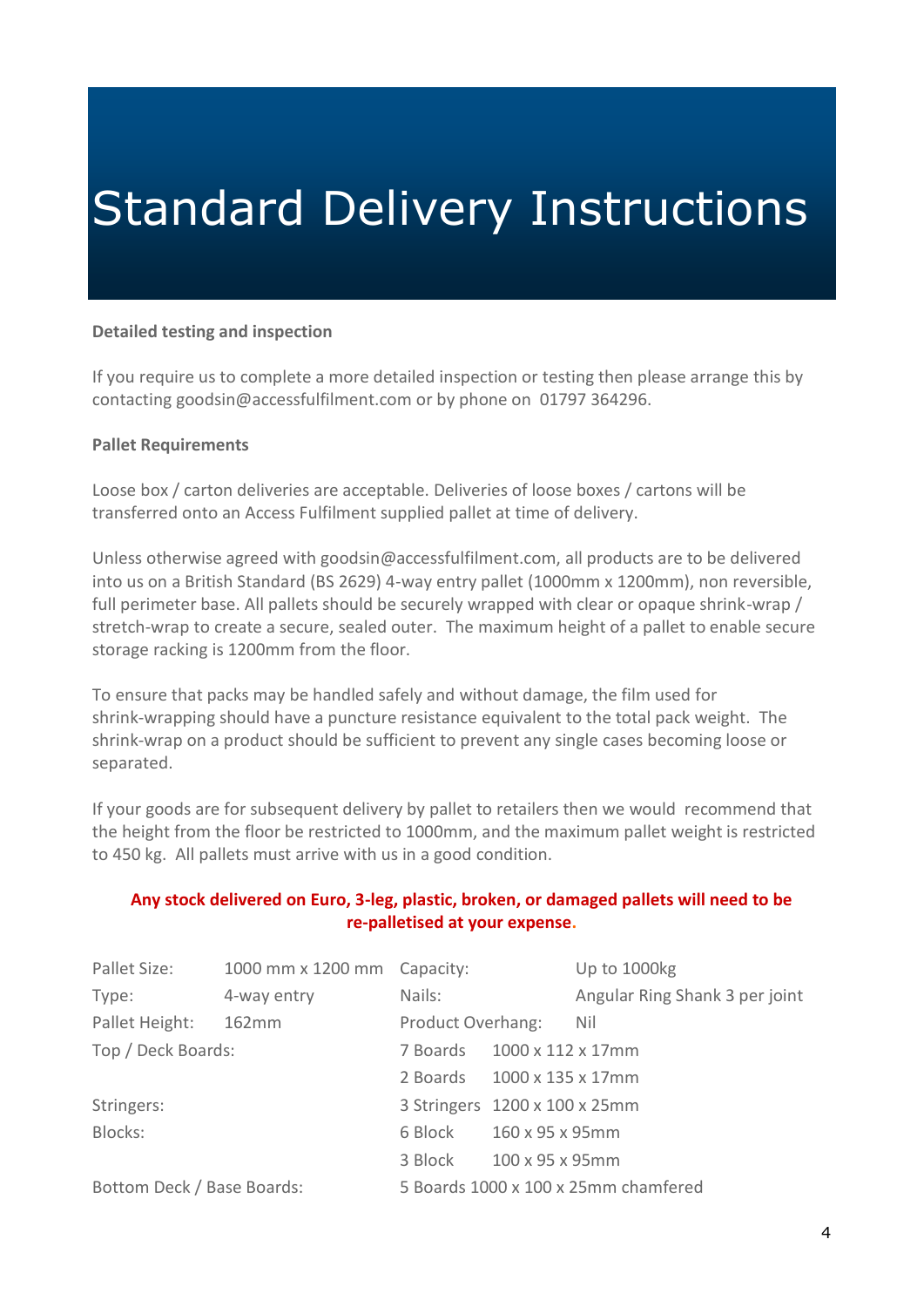# Standard Delivery Instructions

**Detailed testing and inspection**

If you require us to complete a more detailed inspection or testing then please arrange this by contacting goodsin@accessfulfilment.com or by phone on 01797 364296.

**Pallet Requirements**

Loose box / carton deliveries are acceptable. Deliveries of loose boxes / cartons will be transferred onto an Access Fulfilment supplied pallet at time of delivery.

Unless otherwise agreed with goodsin@accessfulfilment.com, all products are to be delivered into us on a British Standard (BS 2629) 4-way entry pallet (1000mm x 1200mm), non reversible, full perimeter base. All pallets should be securely wrapped with clear or opaque shrink-wrap / stretch-wrap to create a secure, sealed outer. The maximum height of a pallet to enable secure storage racking is 1200mm from the floor.

To ensure that packs may be handled safely and without damage, the film used for shrink-wrapping should have a puncture resistance equivalent to the total pack weight. The shrink-wrap on a product should be sufficient to prevent any single cases becoming loose or separated.

If your goods are for subsequent delivery by pallet to retailers then we would recommend that the height from the floor be restricted to 1000mm, and the maximum pallet weight is restricted to 450 kg. All pallets must arrive with us in a good condition.

**Any stock delivered on Euro, 3-leg, plastic, broken, or damaged pallets will need to be re-palletised at your expense.**

| | | | |
|---|---|---|---|
| Pallet Size: | 1000 mm x 1200 mm | Capacity: | Up to 1000kg |
| Type: | 4-way entry | Nails: | Angular Ring Shank 3 per joint |
| Pallet Height: | 162mm | Product Overhang: | Nil |
| Top / Deck Boards: | | 7 Boards | 1000 x 112 x 17mm |
| | | 2 Boards | 1000 x 135 x 17mm |
| Stringers: | | 3 Stringers | 1200 x 100 x 25mm |
| Blocks: | | 6 Block | 160 x 95 x 95mm |
| | | 3 Block | 100 x 95 x 95mm |
| Bottom Deck / Base Boards: | | 5 Boards | 1000 x 100 x 25mm chamfered |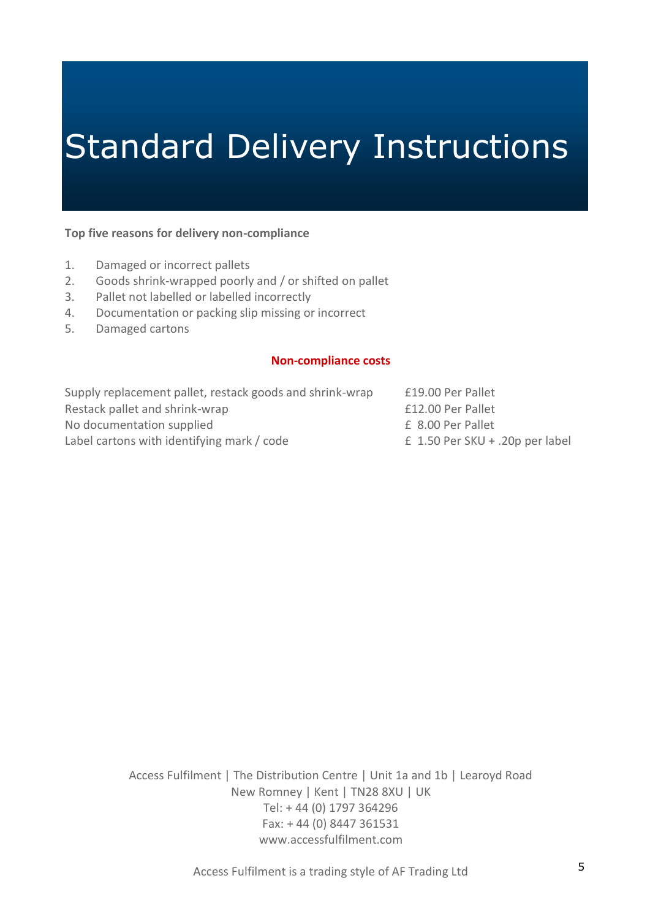# Standard Delivery Instructions

**Top five reasons for delivery non-compliance**

1. Damaged or incorrect pallets
2. Goods shrink-wrapped poorly and / or shifted on pallet
3. Pallet not labelled or labelled incorrectly
4. Documentation or packing slip missing or incorrect
5. Damaged cartons

**Non-compliance costs**

| | |
|---|---|
| Supply replacement pallet, restack goods and shrink-wrap | £19.00 Per Pallet |
| Restack pallet and shrink-wrap | £12.00 Per Pallet |
| No documentation supplied | £ 8.00 Per Pallet |
| Label cartons with identifying mark / code | £ 1.50 Per SKU + .20p per label |

Access Fulfilment | The Distribution Centre | Unit 1a and 1b | Learoyd Road
New Romney | Kent | TN28 8XU | UK
Tel: + 44 (0) 1797 364296
Fax: + 44 (0) 8447 361531
www.accessfulfilment.com

Access Fulfilment is a trading style of AF Trading Ltd